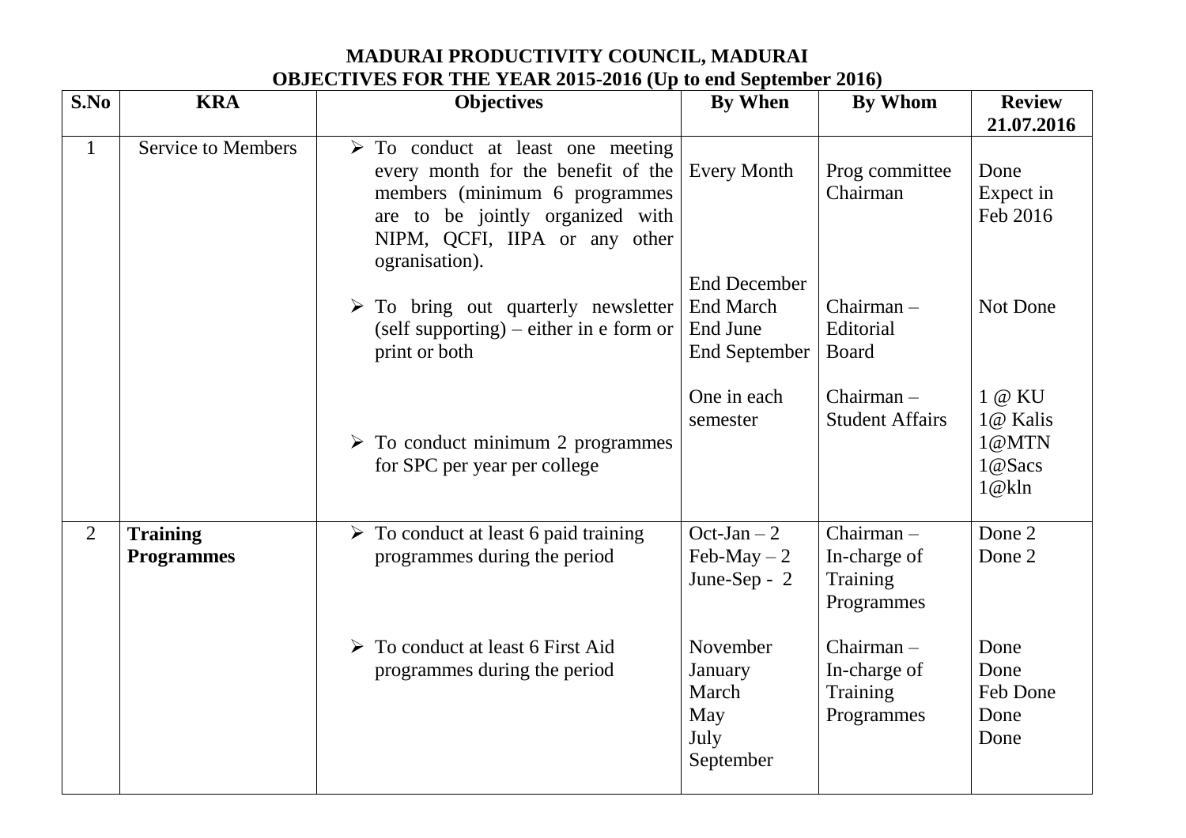# MADURAI PRODUCTIVITY COUNCIL, MADURAI

## OBJECTIVES FOR THE YEAR 2015-2016 (Up to end September 2016)

| S.No | KRA | Objectives | By When | By Whom | Review 21.07.2016 |
|---|---|---|---|---|---|
| 1 | Service to Members | ➢ To conduct at least one meeting every month for the benefit of the members (minimum 6 programmes are to be jointly organized with NIPM, QCFI, IIPA or any other ogranisation). | Every Month | Prog committee Chairman | Done<br>Expect in Feb 2016 |
| | | ➢ To bring out quarterly newsletter (self supporting) – either in e form or print or both | End December<br>End March<br>End June<br>End September | Chairman – Editorial Board | Not Done |
| | | ➢ To conduct minimum 2 programmes for SPC per year per college | One in each semester | Chairman – Student Affairs | 1 @ KU<br>1@ Kalis<br>1@MTN<br>1@Sacs<br>1@kln |
| 2 | **Training Programmes** | ➢ To conduct at least 6 paid training programmes during the period | Oct-Jan – 2<br>Feb-May – 2<br>June-Sep - 2 | Chairman – In-charge of Training Programmes | Done 2<br>Done 2 |
| | | ➢ To conduct at least 6 First Aid programmes during the period | November<br>January<br>March<br>May<br>July<br>September | Chairman – In-charge of Training Programmes | Done<br>Done<br>Feb Done<br>Done<br>Done |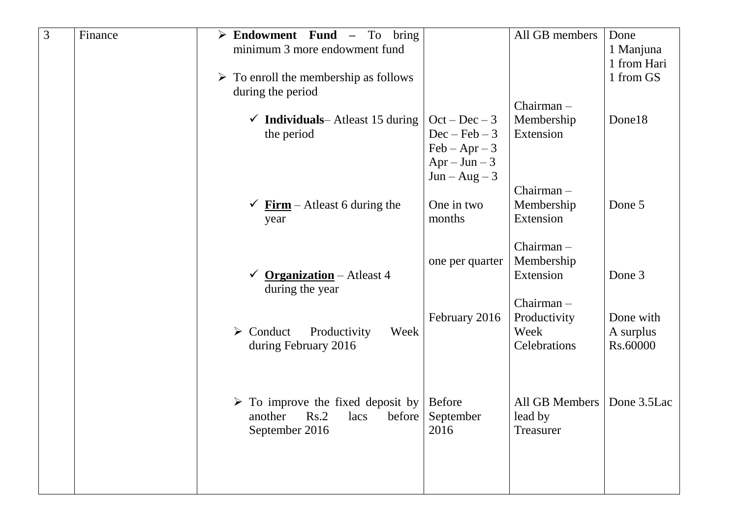| 3 | Finance | ➢ **Endowment Fund** – To bring minimum 3 more endowment fund | | All GB members | Done<br>1 Manjuna<br>1 from Hari<br>1 from GS |
|---|---|---|---|---|---|
| | | ➢ To enroll the membership as follows during the period | | | |
| | | ✓ **Individuals**– Atleast 15 during the period | Oct – Dec – 3<br>Dec – Feb – 3<br>Feb – Apr – 3<br>Apr – Jun – 3<br>Jun – Aug – 3 | Chairman – Membership Extension | Done18 |
| | | ✓ **<u>Firm</u>** – Atleast 6 during the year | One in two months | Chairman – Membership Extension | Done 5 |
| | | ✓ **<u>Organization</u>** – Atleast 4 during the year | one per quarter | Chairman – Membership Extension | Done 3 |
| | | ➢ Conduct Productivity Week during February 2016 | February 2016 | Chairman – Productivity Week Celebrations | Done with A surplus Rs.60000 |
| | | ➢ To improve the fixed deposit by another Rs.2 lacs before September 2016 | Before September 2016 | All GB Members lead by Treasurer | Done 3.5Lac |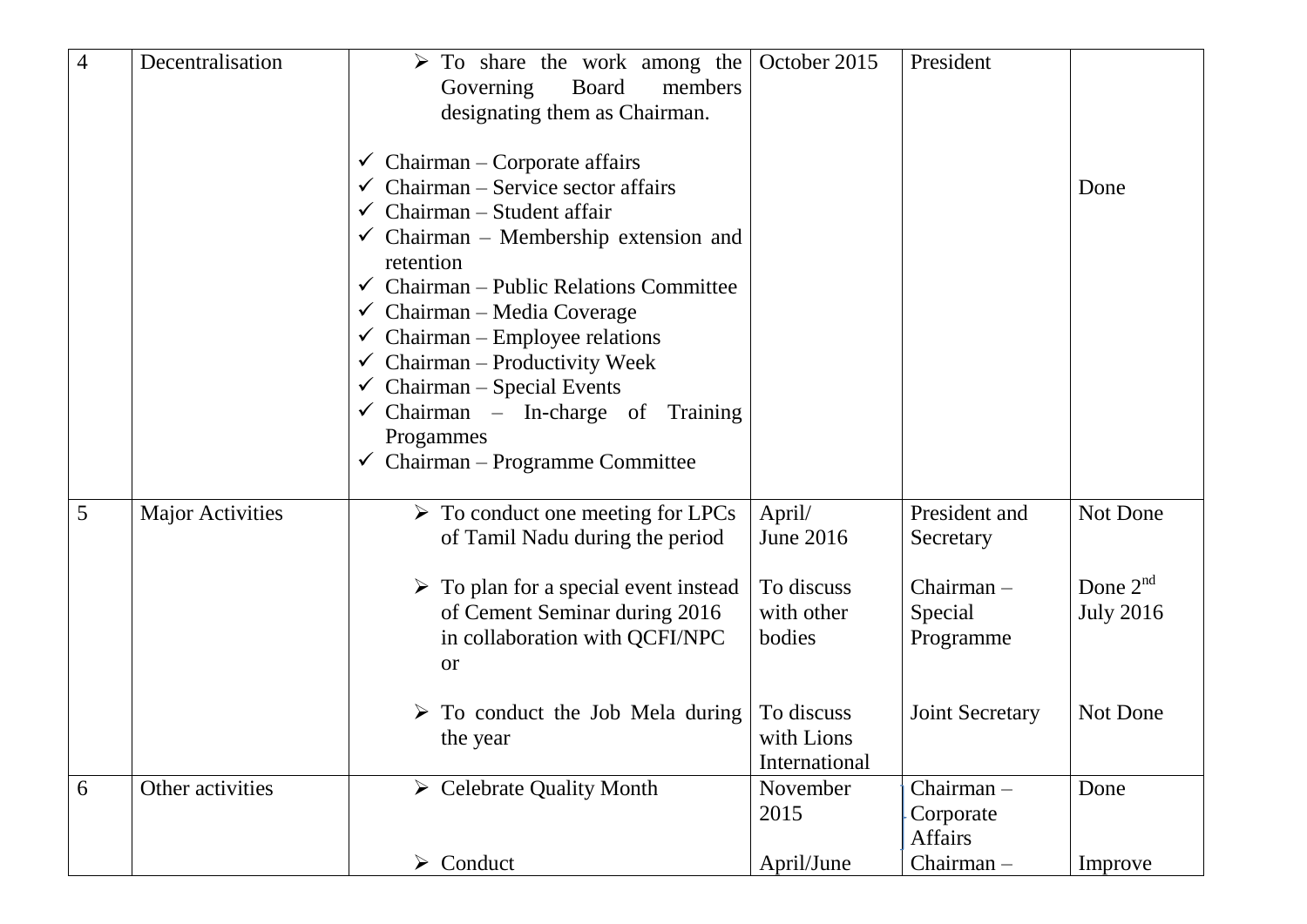| 4 | Decentralisation | ➢ To share the work among the Governing Board members designating them as Chairman.<br><br>✓ Chairman – Corporate affairs<br>✓ Chairman – Service sector affairs<br>✓ Chairman – Student affair<br>✓ Chairman – Membership extension and retention<br>✓ Chairman – Public Relations Committee<br>✓ Chairman – Media Coverage<br>✓ Chairman – Employee relations<br>✓ Chairman – Productivity Week<br>✓ Chairman – Special Events<br>✓ Chairman – In-charge of Training Progammes<br>✓ Chairman – Programme Committee | October 2015 | President | Done |
|---|---|---|---|---|---|
| 5 | Major Activities | ➢ To conduct one meeting for LPCs of Tamil Nadu during the period | April/ June 2016 | President and Secretary | Not Done |
| | | ➢ To plan for a special event instead of Cement Seminar during 2016 in collaboration with QCFI/NPC or | To discuss with other bodies | Chairman – Special Programme | Done 2nd July 2016 |
| | | ➢ To conduct the Job Mela during the year | To discuss with Lions International | Joint Secretary | Not Done |
| 6 | Other activities | ➢ Celebrate Quality Month | November 2015 | Chairman – Corporate Affairs | Done |
| | | ➢ Conduct | April/June | Chairman – | Improve |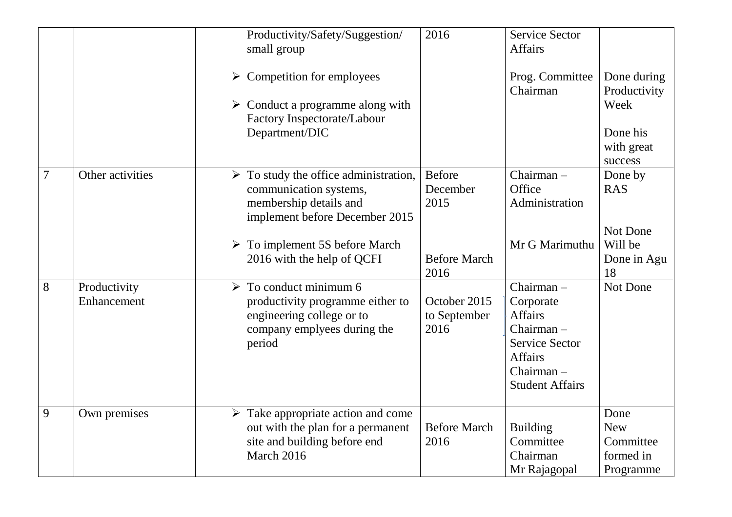| | | | | | |
|---|---|---|---|---|---|
| | | Productivity/Safety/Suggestion/ small group<br><br>➢ Competition for employees<br><br>➢ Conduct a programme along with Factory Inspectorate/Labour Department/DIC | 2016 | Service Sector Affairs<br><br>Prog. Committee Chairman | <br><br>Done during Productivity Week<br><br>Done his with great success |
| 7 | Other activities | ➢ To study the office administration, communication systems, membership details and implement before December 2015<br><br>➢ To implement 5S before March 2016 with the help of QCFI | Before December 2015<br><br>Before March 2016 | Chairman – Office Administration<br><br>Mr G Marimuthu | Done by RAS<br><br>Not Done Will be Done in Agu 18 |
| 8 | Productivity Enhancement | ➢ To conduct minimum 6 productivity programme either to engineering college or to company emplyees during the period | October 2015 to September 2016 | Chairman – Corporate Affairs<br>Chairman – Service Sector Affairs<br>Chairman – Student Affairs | Not Done |
| 9 | Own premises | ➢ Take appropriate action and come out with the plan for a permanent site and building before end March 2016 | Before March 2016 | Building Committee Chairman Mr Rajagopal | Done New Committee formed in Programme |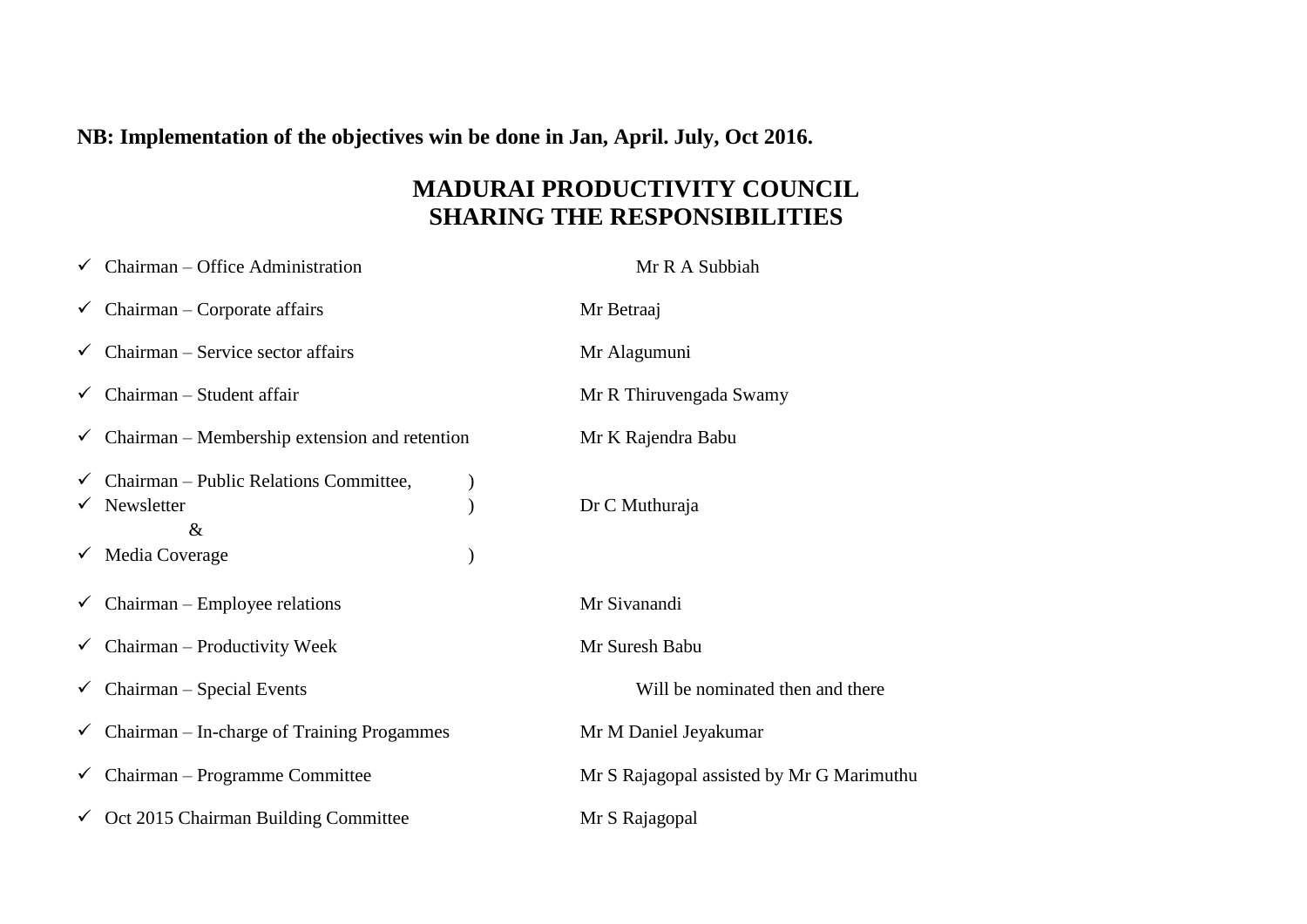**NB: Implementation of the objectives win be done in Jan, April. July, Oct 2016.**

# MADURAI PRODUCTIVITY COUNCIL
# SHARING THE RESPONSIBILITIES

| | |
|---|---|
| ✓ Chairman – Office Administration | Mr R A Subbiah |
| ✓ Chairman – Corporate affairs | Mr Betraaj |
| ✓ Chairman – Service sector affairs | Mr Alagumuni |
| ✓ Chairman – Student affair | Mr R Thiruvengada Swamy |
| ✓ Chairman – Membership extension and retention | Mr K Rajendra Babu |
| ✓ Chairman – Public Relations Committee, ) ✓ Newsletter ) & ✓ Media Coverage ) | Dr C Muthuraja |
| ✓ Chairman – Employee relations | Mr Sivanandi |
| ✓ Chairman – Productivity Week | Mr Suresh Babu |
| ✓ Chairman – Special Events | Will be nominated then and there |
| ✓ Chairman – In-charge of Training Progammes | Mr M Daniel Jeyakumar |
| ✓ Chairman – Programme Committee | Mr S Rajagopal assisted by Mr G Marimuthu |
| ✓ Oct 2015 Chairman Building Committee | Mr S Rajagopal |